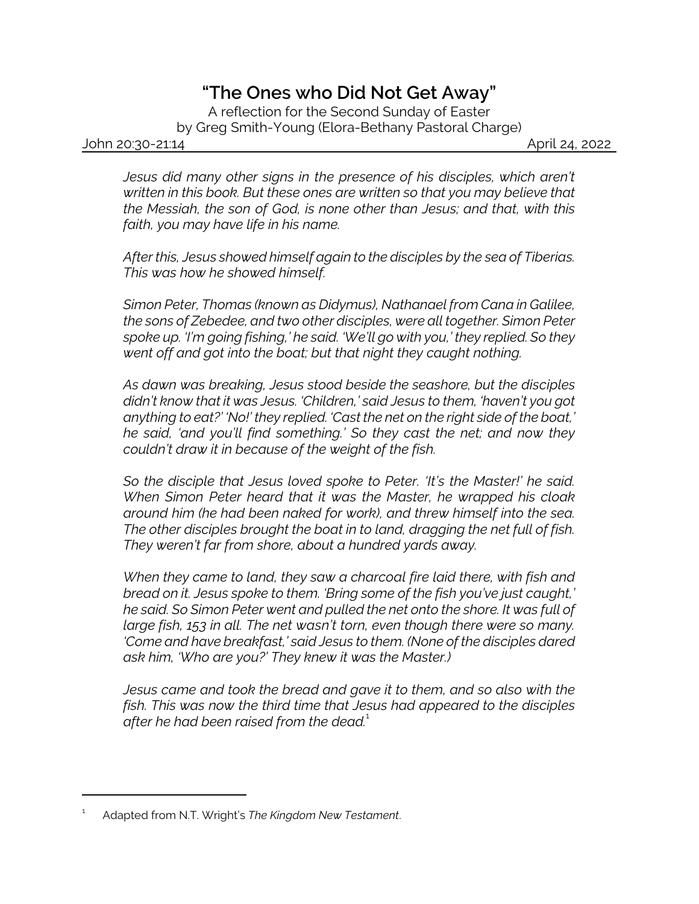# "The Ones who Did Not Get Away"

A reflection for the Second Sunday of Easter
by Greg Smith-Young (Elora-Bethany Pastoral Charge)

John 20:30-21:14 April 24, 2022

*Jesus did many other signs in the presence of his disciples, which aren't written in this book. But these ones are written so that you may believe that the Messiah, the son of God, is none other than Jesus; and that, with this faith, you may have life in his name.*

*After this, Jesus showed himself again to the disciples by the sea of Tiberias. This was how he showed himself.*

*Simon Peter, Thomas (known as Didymus), Nathanael from Cana in Galilee, the sons of Zebedee, and two other disciples, were all together. Simon Peter spoke up. 'I'm going fishing,' he said. 'We'll go with you,' they replied. So they went off and got into the boat; but that night they caught nothing.*

*As dawn was breaking, Jesus stood beside the seashore, but the disciples didn't know that it was Jesus. 'Children,' said Jesus to them, 'haven't you got anything to eat?' 'No!' they replied. 'Cast the net on the right side of the boat,' he said, 'and you'll find something.' So they cast the net; and now they couldn't draw it in because of the weight of the fish.*

*So the disciple that Jesus loved spoke to Peter. 'It's the Master!' he said. When Simon Peter heard that it was the Master, he wrapped his cloak around him (he had been naked for work), and threw himself into the sea. The other disciples brought the boat in to land, dragging the net full of fish. They weren't far from shore, about a hundred yards away.*

*When they came to land, they saw a charcoal fire laid there, with fish and bread on it. Jesus spoke to them. 'Bring some of the fish you've just caught,' he said. So Simon Peter went and pulled the net onto the shore. It was full of large fish, 153 in all. The net wasn't torn, even though there were so many. 'Come and have breakfast,' said Jesus to them. (None of the disciples dared ask him, 'Who are you?' They knew it was the Master.)*

*Jesus came and took the bread and gave it to them, and so also with the fish. This was now the third time that Jesus had appeared to the disciples after he had been raised from the dead.*[1]

---

[1] Adapted from N.T. Wright's *The Kingdom New Testament*.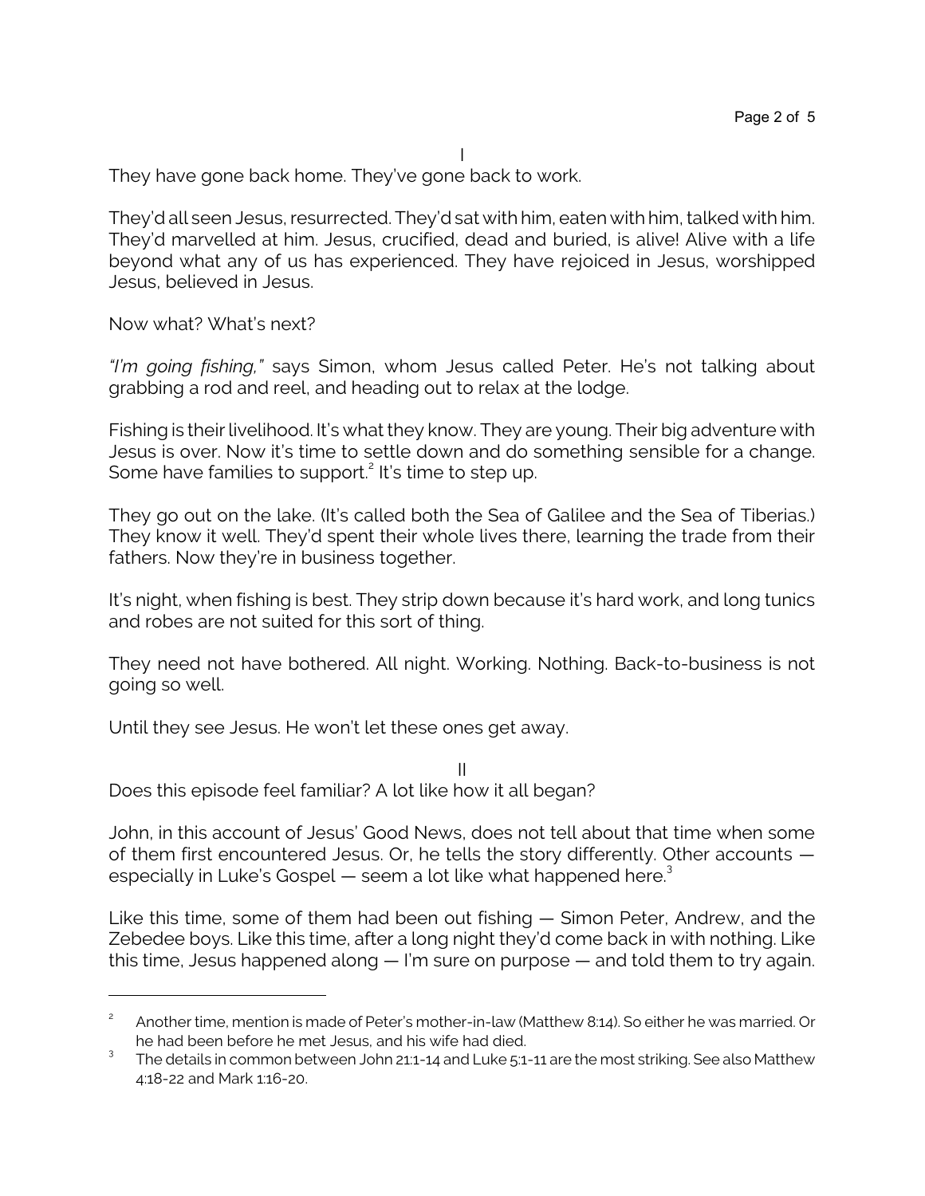I

They have gone back home. They've gone back to work.

They'd all seen Jesus, resurrected. They'd sat with him, eaten with him, talked with him. They'd marvelled at him. Jesus, crucified, dead and buried, is alive! Alive with a life beyond what any of us has experienced. They have rejoiced in Jesus, worshipped Jesus, believed in Jesus.

Now what? What's next?

*"I'm going fishing,"* says Simon, whom Jesus called Peter. He's not talking about grabbing a rod and reel, and heading out to relax at the lodge.

Fishing is their livelihood. It's what they know. They are young. Their big adventure with Jesus is over. Now it's time to settle down and do something sensible for a change. Some have families to support.[2] It's time to step up.

They go out on the lake. (It's called both the Sea of Galilee and the Sea of Tiberias.) They know it well. They'd spent their whole lives there, learning the trade from their fathers. Now they're in business together.

It's night, when fishing is best. They strip down because it's hard work, and long tunics and robes are not suited for this sort of thing.

They need not have bothered. All night. Working. Nothing. Back-to-business is not going so well.

Until they see Jesus. He won't let these ones get away.

II

Does this episode feel familiar? A lot like how it all began?

John, in this account of Jesus' Good News, does not tell about that time when some of them first encountered Jesus. Or, he tells the story differently. Other accounts — especially in Luke's Gospel — seem a lot like what happened here.[3]

Like this time, some of them had been out fishing — Simon Peter, Andrew, and the Zebedee boys. Like this time, after a long night they'd come back in with nothing. Like this time, Jesus happened along — I'm sure on purpose — and told them to try again.

---

[2] Another time, mention is made of Peter's mother-in-law (Matthew 8:14). So either he was married. Or he had been before he met Jesus, and his wife had died.

[3] The details in common between John 21:1-14 and Luke 5:1-11 are the most striking. See also Matthew 4:18-22 and Mark 1:16-20.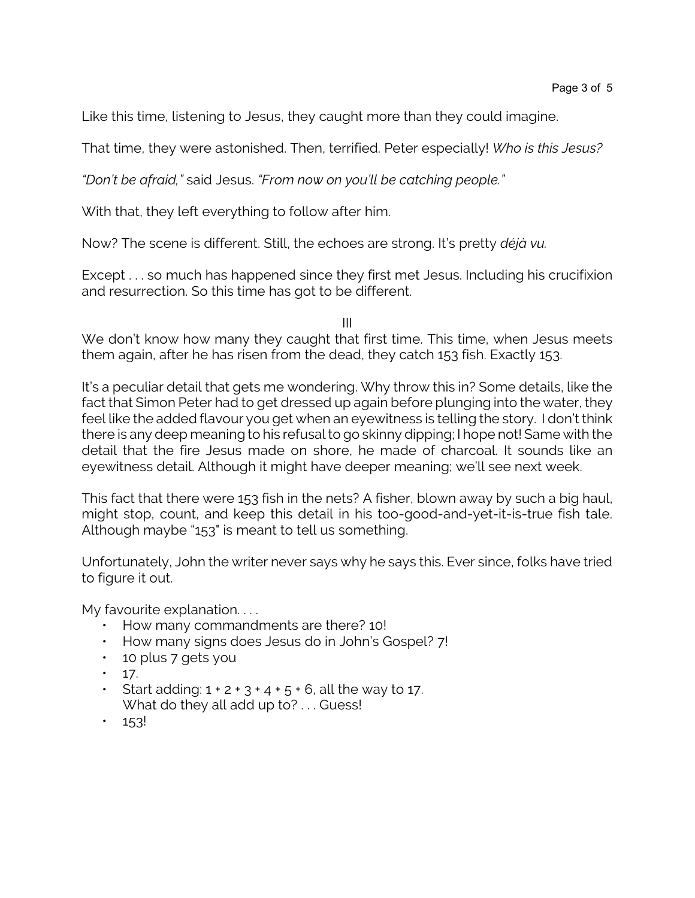Like this time, listening to Jesus, they caught more than they could imagine.

That time, they were astonished. Then, terrified. Peter especially! *Who is this Jesus?*

*"Don't be afraid,"* said Jesus. *"From now on you'll be catching people."*

With that, they left everything to follow after him.

Now? The scene is different. Still, the echoes are strong. It's pretty *déjà vu.*

Except . . . so much has happened since they first met Jesus. Including his crucifixion and resurrection. So this time has got to be different.

III

We don't know how many they caught that first time. This time, when Jesus meets them again, after he has risen from the dead, they catch 153 fish. Exactly 153.

It's a peculiar detail that gets me wondering. Why throw this in? Some details, like the fact that Simon Peter had to get dressed up again before plunging into the water, they feel like the added flavour you get when an eyewitness is telling the story. I don't think there is any deep meaning to his refusal to go skinny dipping; I hope not! Same with the detail that the fire Jesus made on shore, he made of charcoal. It sounds like an eyewitness detail. Although it might have deeper meaning; we'll see next week.

This fact that there were 153 fish in the nets? A fisher, blown away by such a big haul, might stop, count, and keep this detail in his too-good-and-yet-it-is-true fish tale. Although maybe "153" is meant to tell us something.

Unfortunately, John the writer never says why he says this. Ever since, folks have tried to figure it out.

My favourite explanation. . . .

- How many commandments are there? 10!
- How many signs does Jesus do in John's Gospel? 7!
- 10 plus 7 gets you
- 17.
- Start adding: 1 + 2 + 3 + 4 + 5 + 6, all the way to 17.
  What do they all add up to? . . . Guess!
- 153!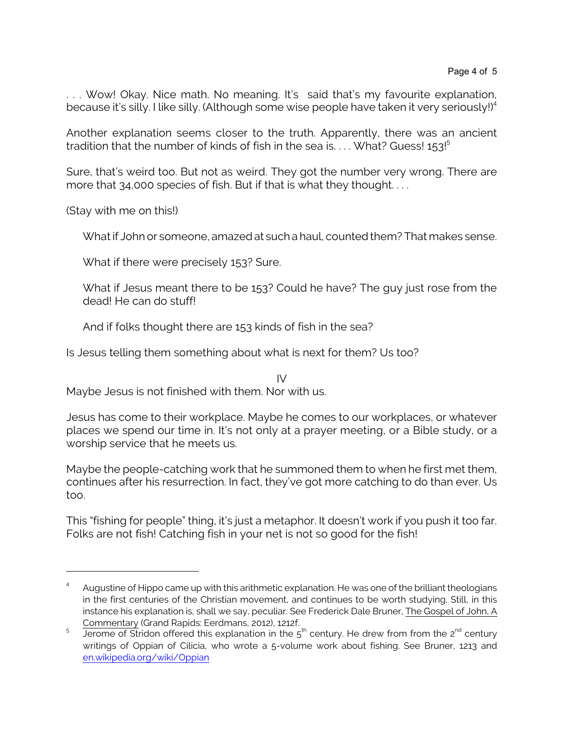. . . Wow! Okay. Nice math. No meaning. It's  said that's my favourite explanation, because it's silly. I like silly. (Although some wise people have taken it very seriously!)[4]

Another explanation seems closer to the truth. Apparently, there was an ancient tradition that the number of kinds of fish in the sea is. . . . What? Guess! 153![5]

Sure, that's weird too. But not as weird. They got the number very wrong. There are more that 34,000 species of fish. But if that is what they thought. . . .

(Stay with me on this!)

> What if John or someone, amazed at such a haul, counted them? That makes sense.
>
> What if there were precisely 153? Sure.
>
> What if Jesus meant there to be 153? Could he have? The guy just rose from the dead! He can do stuff!
>
> And if folks thought there are 153 kinds of fish in the sea?

Is Jesus telling them something about what is next for them? Us too?

IV

Maybe Jesus is not finished with them. Nor with us.

Jesus has come to their workplace. Maybe he comes to our workplaces, or whatever places we spend our time in. It's not only at a prayer meeting, or a Bible study, or a worship service that he meets us.

Maybe the people-catching work that he summoned them to when he first met them, continues after his resurrection. In fact, they've got more catching to do than ever. Us too.

This "fishing for people" thing, it's just a metaphor. It doesn't work if you push it too far. Folks are not fish! Catching fish in your net is not so good for the fish!

---

[4] Augustine of Hippo came up with this arithmetic explanation. He was one of the brilliant theologians in the first centuries of the Christian movement, and continues to be worth studying. Still, in this instance his explanation is, shall we say, peculiar. See Frederick Dale Bruner, The Gospel of John, A Commentary (Grand Rapids: Eerdmans, 2012), 1212f.

[5] Jerome of Stridon offered this explanation in the 5th century. He drew from from the 2nd century writings of Oppian of Cilicia, who wrote a 5-volume work about fishing. See Bruner, 1213 and en.wikipedia.org/wiki/Oppian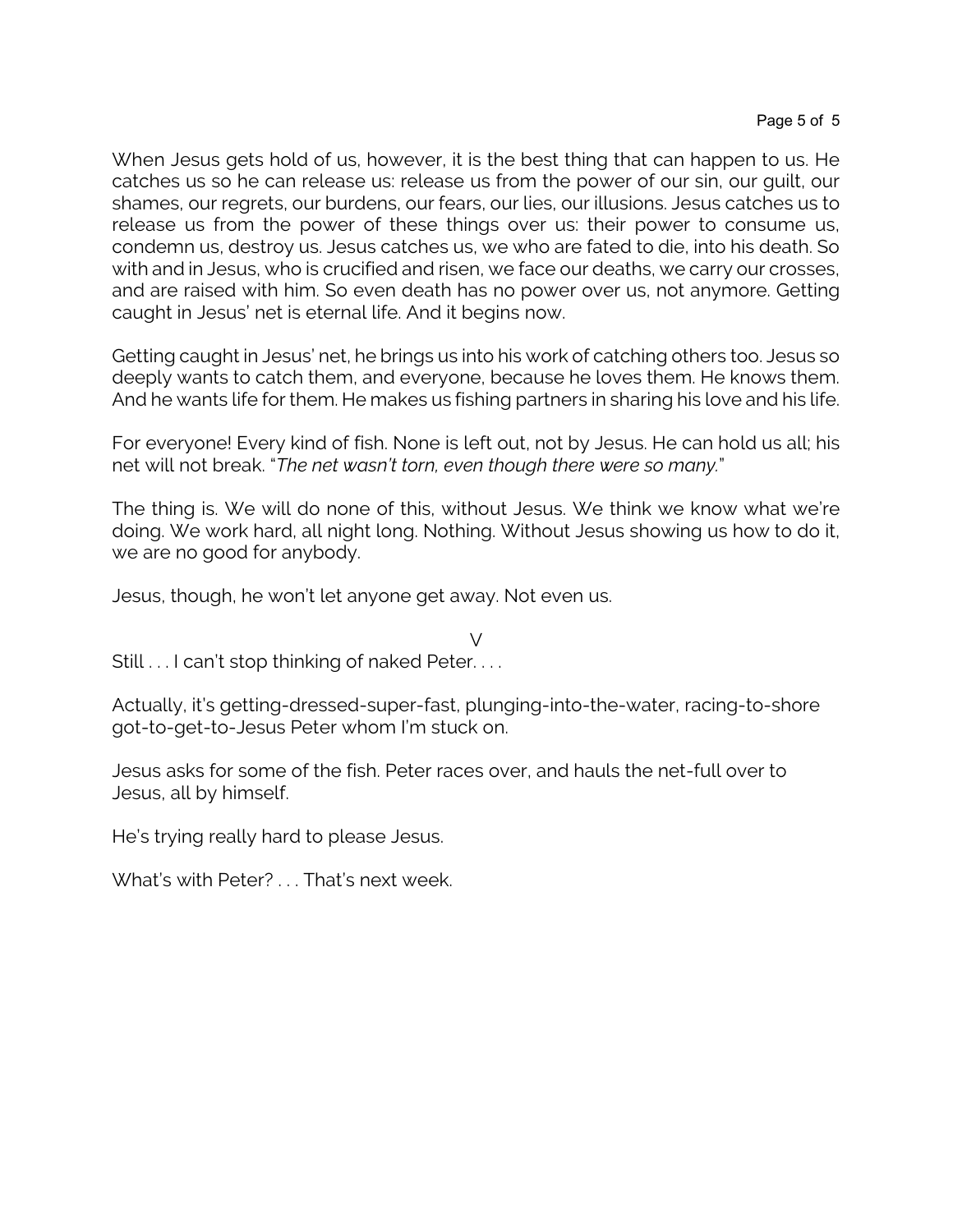When Jesus gets hold of us, however, it is the best thing that can happen to us. He catches us so he can release us: release us from the power of our sin, our guilt, our shames, our regrets, our burdens, our fears, our lies, our illusions. Jesus catches us to release us from the power of these things over us: their power to consume us, condemn us, destroy us. Jesus catches us, we who are fated to die, into his death. So with and in Jesus, who is crucified and risen, we face our deaths, we carry our crosses, and are raised with him. So even death has no power over us, not anymore. Getting caught in Jesus' net is eternal life. And it begins now.

Getting caught in Jesus' net, he brings us into his work of catching others too. Jesus so deeply wants to catch them, and everyone, because he loves them. He knows them. And he wants life for them. He makes us fishing partners in sharing his love and his life.

For everyone! Every kind of fish. None is left out, not by Jesus. He can hold us all; his net will not break. "*The net wasn't torn, even though there were so many.*"

The thing is. We will do none of this, without Jesus. We think we know what we're doing. We work hard, all night long. Nothing. Without Jesus showing us how to do it, we are no good for anybody.

Jesus, though, he won't let anyone get away. Not even us.

V

Still . . . I can't stop thinking of naked Peter. . . .

Actually, it's getting-dressed-super-fast, plunging-into-the-water, racing-to-shore got-to-get-to-Jesus Peter whom I'm stuck on.

Jesus asks for some of the fish. Peter races over, and hauls the net-full over to Jesus, all by himself.

He's trying really hard to please Jesus.

What's with Peter? . . . That's next week.